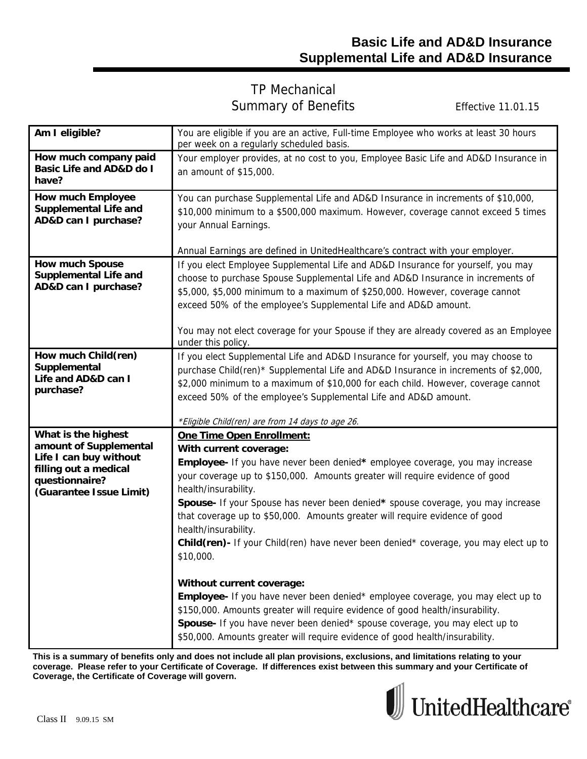# Basic Life and AD&D Insurance
# Supplemental Life and AD&D Insurance

## TP Mechanical
## Summary of Benefits

Effective 11.01.15

| | |
|---|---|
| **Am I eligible?** | You are eligible if you are an active, Full-time Employee who works at least 30 hours per week on a regularly scheduled basis. |
| **How much company paid Basic Life and AD&D do I have?** | Your employer provides, at no cost to you, Employee Basic Life and AD&D Insurance in an amount of $15,000. |
| **How much Employee Supplemental Life and AD&D can I purchase?** | You can purchase Supplemental Life and AD&D Insurance in increments of $10,000, $10,000 minimum to a $500,000 maximum. However, coverage cannot exceed 5 times your Annual Earnings.<br><br>Annual Earnings are defined in UnitedHealthcare's contract with your employer. |
| **How much Spouse Supplemental Life and AD&D can I purchase?** | If you elect Employee Supplemental Life and AD&D Insurance for yourself, you may choose to purchase Spouse Supplemental Life and AD&D Insurance in increments of $5,000, $5,000 minimum to a maximum of $250,000. However, coverage cannot exceed 50% of the employee's Supplemental Life and AD&D amount.<br><br>You may not elect coverage for your Spouse if they are already covered as an Employee under this policy. |
| **How much Child(ren) Supplemental Life and AD&D can I purchase?** | If you elect Supplemental Life and AD&D Insurance for yourself, you may choose to purchase Child(ren)* Supplemental Life and AD&D Insurance in increments of $2,000, $2,000 minimum to a maximum of $10,000 for each child. However, coverage cannot exceed 50% of the employee's Supplemental Life and AD&D amount.<br><br>*\*Eligible Child(ren) are from 14 days to age 26.* |
| **What is the highest amount of Supplemental Life I can buy without filling out a medical questionnaire? (Guarantee Issue Limit)** | **<u>One Time Open Enrollment:</u>**<br>**With current coverage:**<br>**Employee-** If you have never been denied**\*** employee coverage, you may increase your coverage up to $150,000. Amounts greater will require evidence of good health/insurability.<br>**Spouse-** If your Spouse has never been denied**\*** spouse coverage, you may increase that coverage up to $50,000. Amounts greater will require evidence of good health/insurability.<br>**Child(ren)-** If your Child(ren) have never been denied\* coverage, you may elect up to $10,000.<br><br>**Without current coverage:**<br>**Employee-** If you have never been denied\* employee coverage, you may elect up to $150,000. Amounts greater will require evidence of good health/insurability.<br>**Spouse-** If you have never been denied\* spouse coverage, you may elect up to $50,000. Amounts greater will require evidence of good health/insurability. |

**This is a summary of benefits only and does not include all plan provisions, exclusions, and limitations relating to your coverage. Please refer to your Certificate of Coverage. If differences exist between this summary and your Certificate of Coverage, the Certificate of Coverage will govern.**

Class II 9.09.15 SM

UnitedHealthcare®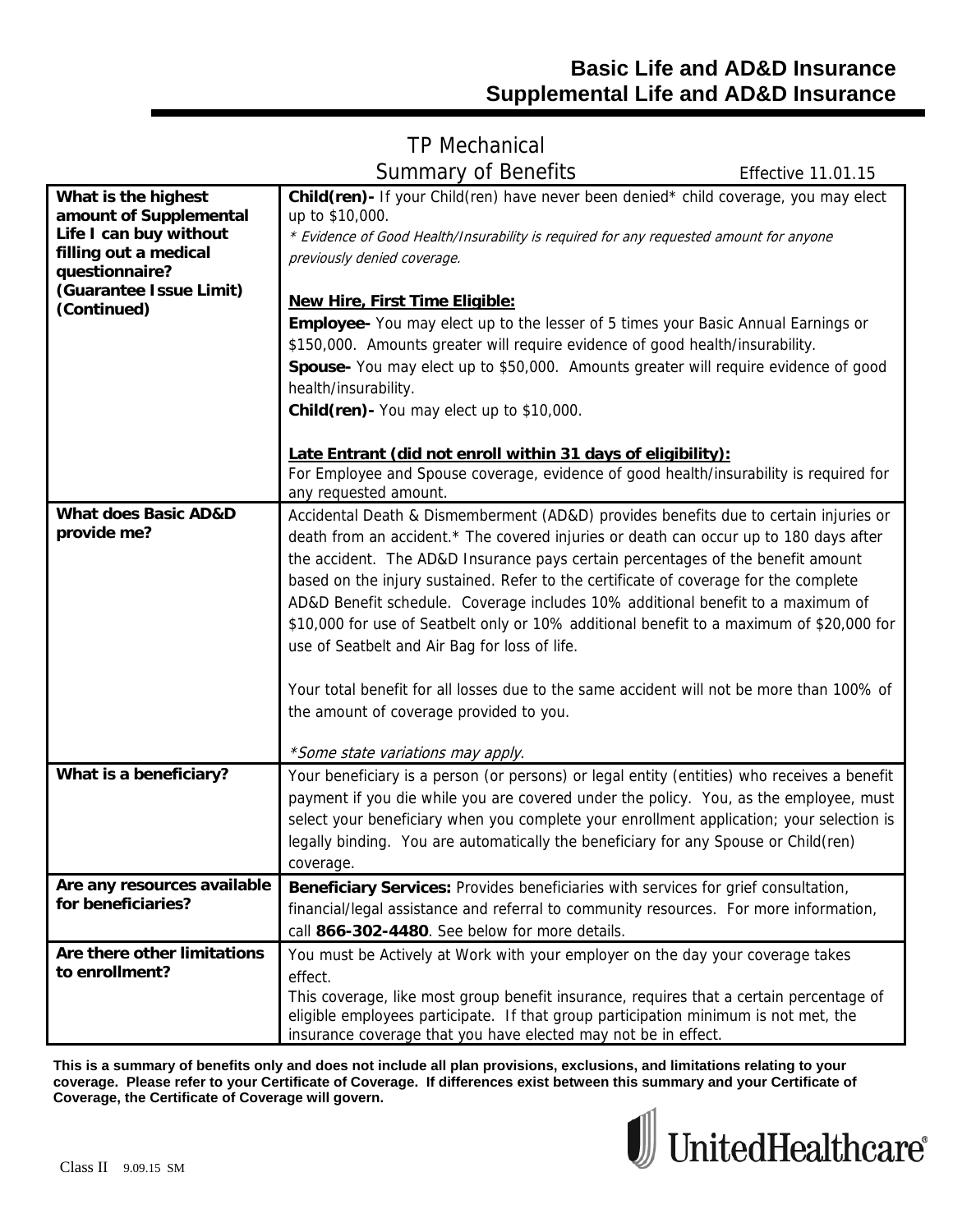# Basic Life and AD&D Insurance
# Supplemental Life and AD&D Insurance

## TP Mechanical
## Summary of Benefits

Effective 11.01.15

| | |
|---|---|
| **What is the highest amount of Supplemental Life I can buy without filling out a medical questionnaire? (Guarantee Issue Limit) (Continued)** | **Child(ren)-** If your Child(ren) have never been denied* child coverage, you may elect up to $10,000.<br>*\* Evidence of Good Health/Insurability is required for any requested amount for anyone previously denied coverage.*<br><br>**New Hire, First Time Eligible:**<br>**Employee-** You may elect up to the lesser of 5 times your Basic Annual Earnings or $150,000. Amounts greater will require evidence of good health/insurability.<br>**Spouse-** You may elect up to $50,000. Amounts greater will require evidence of good health/insurability.<br>**Child(ren)-** You may elect up to $10,000.<br><br>**Late Entrant (did not enroll within 31 days of eligibility):**<br>For Employee and Spouse coverage, evidence of good health/insurability is required for any requested amount. |
| **What does Basic AD&D provide me?** | Accidental Death & Dismemberment (AD&D) provides benefits due to certain injuries or death from an accident.* The covered injuries or death can occur up to 180 days after the accident. The AD&D Insurance pays certain percentages of the benefit amount based on the injury sustained. Refer to the certificate of coverage for the complete AD&D Benefit schedule. Coverage includes 10% additional benefit to a maximum of $10,000 for use of Seatbelt only or 10% additional benefit to a maximum of $20,000 for use of Seatbelt and Air Bag for loss of life.<br><br>Your total benefit for all losses due to the same accident will not be more than 100% of the amount of coverage provided to you.<br><br>*\*Some state variations may apply.* |
| **What is a beneficiary?** | Your beneficiary is a person (or persons) or legal entity (entities) who receives a benefit payment if you die while you are covered under the policy. You, as the employee, must select your beneficiary when you complete your enrollment application; your selection is legally binding. You are automatically the beneficiary for any Spouse or Child(ren) coverage. |
| **Are any resources available for beneficiaries?** | **Beneficiary Services:** Provides beneficiaries with services for grief consultation, financial/legal assistance and referral to community resources. For more information, call **866-302-4480**. See below for more details. |
| **Are there other limitations to enrollment?** | You must be Actively at Work with your employer on the day your coverage takes effect.<br>This coverage, like most group benefit insurance, requires that a certain percentage of eligible employees participate. If that group participation minimum is not met, the insurance coverage that you have elected may not be in effect. |

**This is a summary of benefits only and does not include all plan provisions, exclusions, and limitations relating to your coverage. Please refer to your Certificate of Coverage. If differences exist between this summary and your Certificate of Coverage, the Certificate of Coverage will govern.**

UnitedHealthcare®

Class II 9.09.15 SM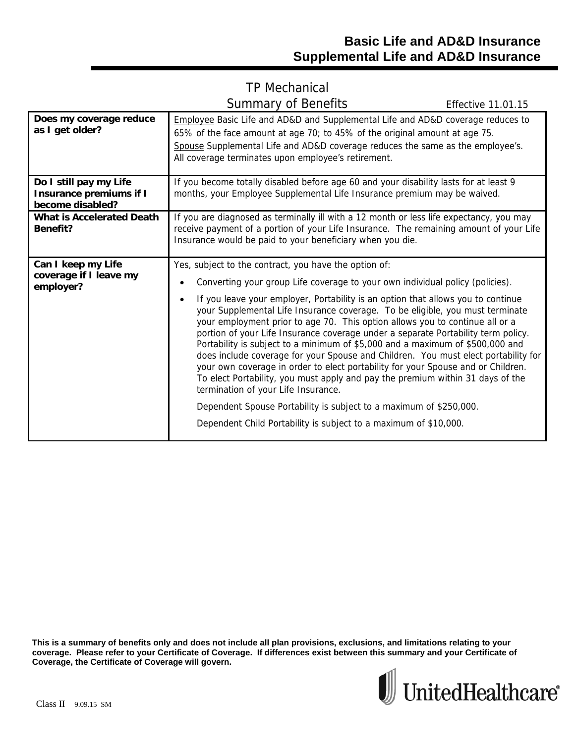# Basic Life and AD&D Insurance
# Supplemental Life and AD&D Insurance

## TP Mechanical
## Summary of Benefits

Effective 11.01.15

| | |
|---|---|
| **Does my coverage reduce as I get older?** | Employee Basic Life and AD&D and Supplemental Life and AD&D coverage reduces to 65% of the face amount at age 70; to 45% of the original amount at age 75.<br>Spouse Supplemental Life and AD&D coverage reduces the same as the employee's.<br>All coverage terminates upon employee's retirement. |
| **Do I still pay my Life Insurance premiums if I become disabled?** | If you become totally disabled before age 60 and your disability lasts for at least 9 months, your Employee Supplemental Life Insurance premium may be waived. |
| **What is Accelerated Death Benefit?** | If you are diagnosed as terminally ill with a 12 month or less life expectancy, you may receive payment of a portion of your Life Insurance. The remaining amount of your Life Insurance would be paid to your beneficiary when you die. |
| **Can I keep my Life coverage if I leave my employer?** | Yes, subject to the contract, you have the option of:<br>• Converting your group Life coverage to your own individual policy (policies).<br>• If you leave your employer, Portability is an option that allows you to continue your Supplemental Life Insurance coverage. To be eligible, you must terminate your employment prior to age 70. This option allows you to continue all or a portion of your Life Insurance coverage under a separate Portability term policy. Portability is subject to a minimum of $5,000 and a maximum of $500,000 and does include coverage for your Spouse and Children. You must elect portability for your own coverage in order to elect portability for your Spouse and or Children. To elect Portability, you must apply and pay the premium within 31 days of the termination of your Life Insurance.<br>Dependent Spouse Portability is subject to a maximum of $250,000.<br>Dependent Child Portability is subject to a maximum of $10,000. |

**This is a summary of benefits only and does not include all plan provisions, exclusions, and limitations relating to your coverage. Please refer to your Certificate of Coverage. If differences exist between this summary and your Certificate of Coverage, the Certificate of Coverage will govern.**

Class II 9.09.15 SM

UnitedHealthcare®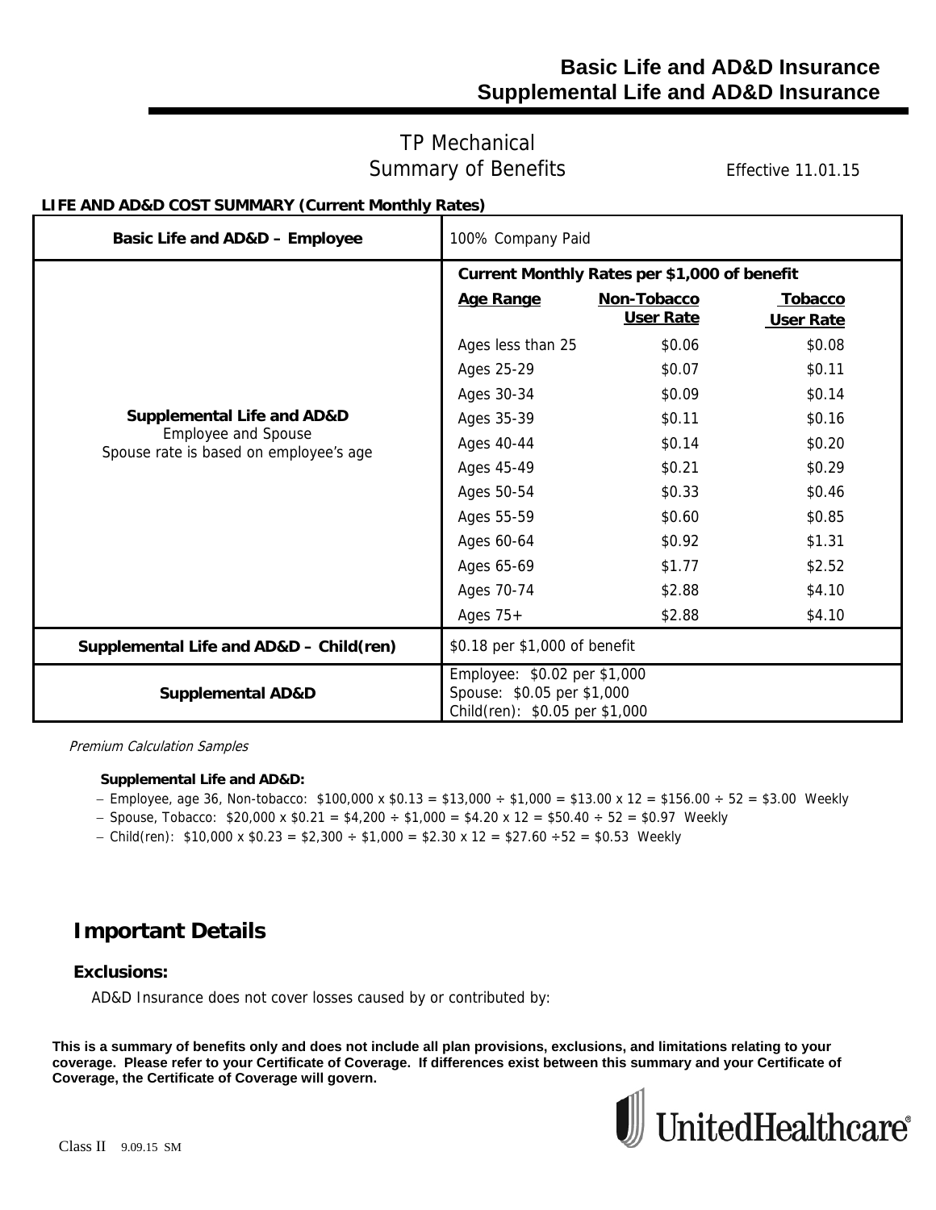# Basic Life and AD&D Insurance
# Supplemental Life and AD&D Insurance

## TP Mechanical
## Summary of Benefits

Effective 11.01.15

**LIFE AND AD&D COST SUMMARY (Current Monthly Rates)**

| | | | |
|---|---|---|---|
| **Basic Life and AD&D – Employee** | 100% Company Paid | | |
| **Supplemental Life and AD&D**<br>Employee and Spouse<br>Spouse rate is based on employee's age | **Current Monthly Rates per $1,000 of benefit** | | |
| | **Age Range** | **Non-Tobacco User Rate** | **Tobacco User Rate** |
| | Ages less than 25 | $0.06 | $0.08 |
| | Ages 25-29 | $0.07 | $0.11 |
| | Ages 30-34 | $0.09 | $0.14 |
| | Ages 35-39 | $0.11 | $0.16 |
| | Ages 40-44 | $0.14 | $0.20 |
| | Ages 45-49 | $0.21 | $0.29 |
| | Ages 50-54 | $0.33 | $0.46 |
| | Ages 55-59 | $0.60 | $0.85 |
| | Ages 60-64 | $0.92 | $1.31 |
| | Ages 65-69 | $1.77 | $2.52 |
| | Ages 70-74 | $2.88 | $4.10 |
| | Ages 75+ | $2.88 | $4.10 |
| **Supplemental Life and AD&D – Child(ren)** | $0.18 per $1,000 of benefit | | |
| **Supplemental AD&D** | Employee: $0.02 per $1,000<br>Spouse: $0.05 per $1,000<br>Child(ren): $0.05 per $1,000 | | |

*Premium Calculation Samples*

**Supplemental Life and AD&D:**

- Employee, age 36, Non-tobacco: $100,000 x $0.13 = $13,000 ÷ $1,000 = $13.00 x 12 = $156.00 ÷ 52 = $3.00 Weekly
- Spouse, Tobacco: $20,000 x $0.21 = $4,200 ÷ $1,000 = $4.20 x 12 = $50.40 ÷ 52 = $0.97 Weekly
- Child(ren): $10,000 x $0.23 = $2,300 ÷ $1,000 = $2.30 x 12 = $27.60 ÷52 = $0.53 Weekly

## Important Details

### Exclusions:

AD&D Insurance does not cover losses caused by or contributed by:

**This is a summary of benefits only and does not include all plan provisions, exclusions, and limitations relating to your coverage. Please refer to your Certificate of Coverage. If differences exist between this summary and your Certificate of Coverage, the Certificate of Coverage will govern.**

UnitedHealthcare®

Class II 9.09.15 SM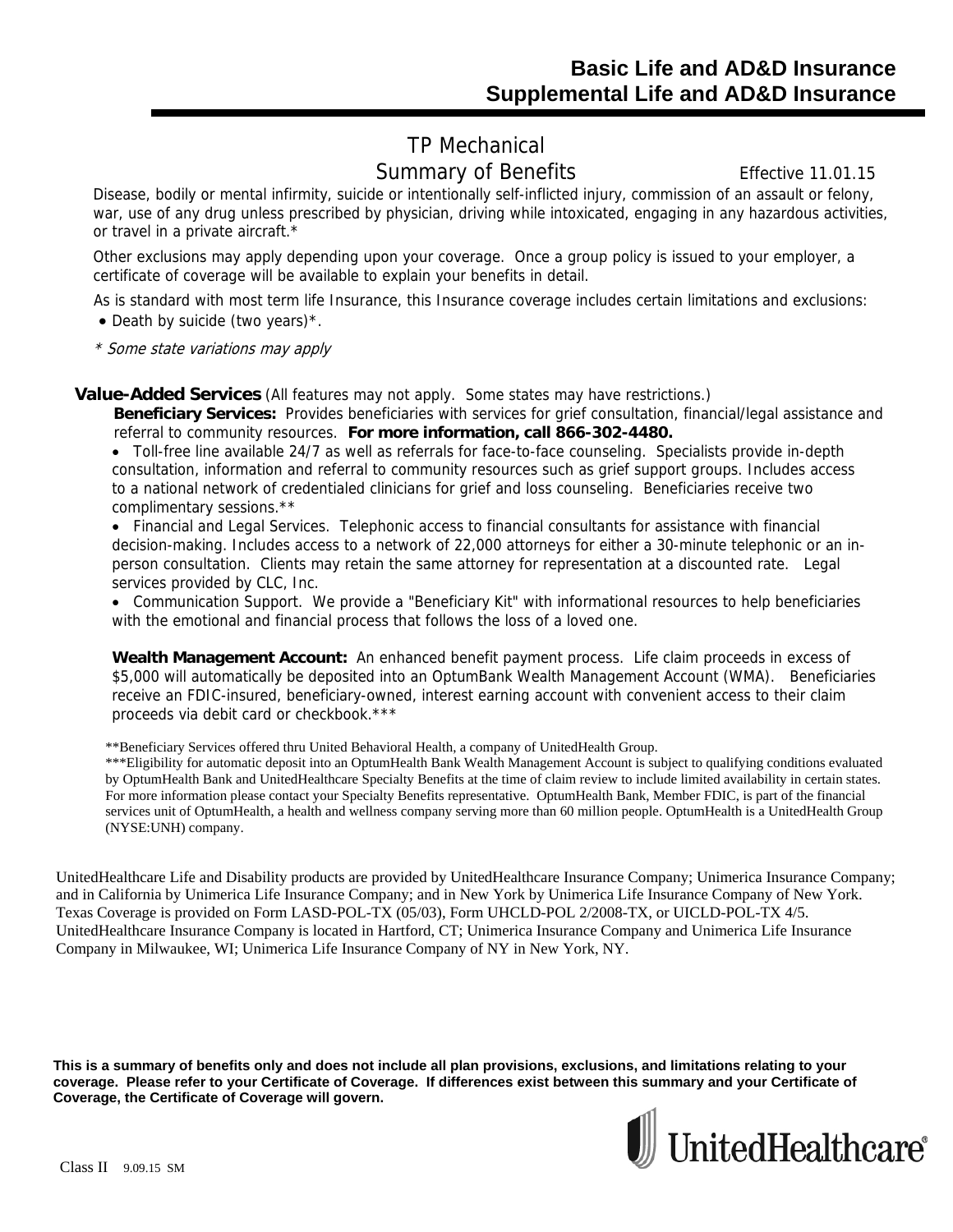# Basic Life and AD&D Insurance
# Supplemental Life and AD&D Insurance

## TP Mechanical
## Summary of Benefits

Effective 11.01.15

Disease, bodily or mental infirmity, suicide or intentionally self-inflicted injury, commission of an assault or felony, war, use of any drug unless prescribed by physician, driving while intoxicated, engaging in any hazardous activities, or travel in a private aircraft.*

Other exclusions may apply depending upon your coverage. Once a group policy is issued to your employer, a certificate of coverage will be available to explain your benefits in detail.

As is standard with most term life Insurance, this Insurance coverage includes certain limitations and exclusions:

- Death by suicide (two years)*.

*\* Some state variations may apply*

**Value-Added Services** (All features may not apply. Some states may have restrictions.)

**Beneficiary Services:** Provides beneficiaries with services for grief consultation, financial/legal assistance and referral to community resources. **For more information, call 866-302-4480.**

- Toll-free line available 24/7 as well as referrals for face-to-face counseling. Specialists provide in-depth consultation, information and referral to community resources such as grief support groups. Includes access to a national network of credentialed clinicians for grief and loss counseling. Beneficiaries receive two complimentary sessions.**
- Financial and Legal Services. Telephonic access to financial consultants for assistance with financial decision-making. Includes access to a network of 22,000 attorneys for either a 30-minute telephonic or an in-person consultation. Clients may retain the same attorney for representation at a discounted rate. Legal services provided by CLC, Inc.
- Communication Support. We provide a "Beneficiary Kit" with informational resources to help beneficiaries with the emotional and financial process that follows the loss of a loved one.

**Wealth Management Account:** An enhanced benefit payment process. Life claim proceeds in excess of $5,000 will automatically be deposited into an OptumBank Wealth Management Account (WMA). Beneficiaries receive an FDIC-insured, beneficiary-owned, interest earning account with convenient access to their claim proceeds via debit card or checkbook.***

**Beneficiary Services offered thru United Behavioral Health, a company of UnitedHealth Group.

***Eligibility for automatic deposit into an OptumHealth Bank Wealth Management Account is subject to qualifying conditions evaluated by OptumHealth Bank and UnitedHealthcare Specialty Benefits at the time of claim review to include limited availability in certain states. For more information please contact your Specialty Benefits representative. OptumHealth Bank, Member FDIC, is part of the financial services unit of OptumHealth, a health and wellness company serving more than 60 million people. OptumHealth is a UnitedHealth Group (NYSE:UNH) company.

UnitedHealthcare Life and Disability products are provided by UnitedHealthcare Insurance Company; Unimerica Insurance Company; and in California by Unimerica Life Insurance Company; and in New York by Unimerica Life Insurance Company of New York. Texas Coverage is provided on Form LASD-POL-TX (05/03), Form UHCLD-POL 2/2008-TX, or UICLD-POL-TX 4/5. UnitedHealthcare Insurance Company is located in Hartford, CT; Unimerica Insurance Company and Unimerica Life Insurance Company in Milwaukee, WI; Unimerica Life Insurance Company of NY in New York, NY.

**This is a summary of benefits only and does not include all plan provisions, exclusions, and limitations relating to your coverage. Please refer to your Certificate of Coverage. If differences exist between this summary and your Certificate of Coverage, the Certificate of Coverage will govern.**

UnitedHealthcare®

Class II 9.09.15 SM